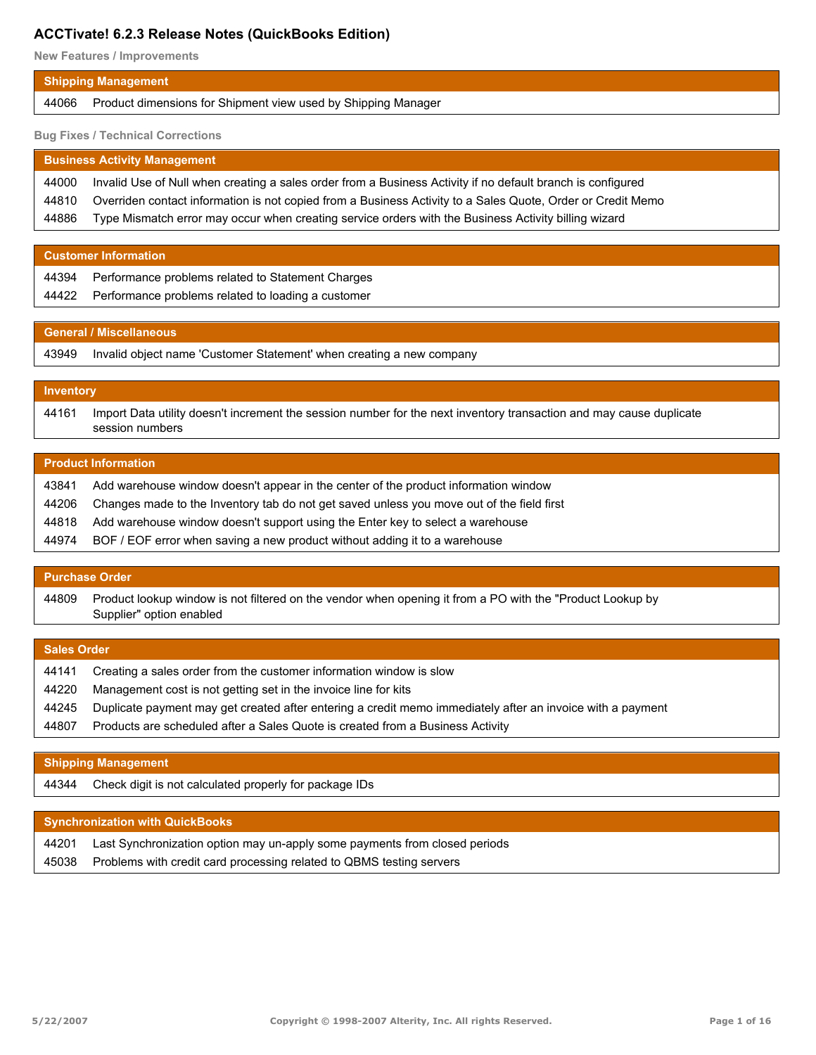# ACCTivate! 6.2.3 Release Notes (QuickBooks Edition)

## New Features / Improvements

| Shipping Management | |
|---|---|
| 44066 | Product dimensions for Shipment view used by Shipping Manager |

## Bug Fixes / Technical Corrections

| Business Activity Management | |
|---|---|
| 44000 | Invalid Use of Null when creating a sales order from a Business Activity if no default branch is configured |
| 44810 | Overriden contact information is not copied from a Business Activity to a Sales Quote, Order or Credit Memo |
| 44886 | Type Mismatch error may occur when creating service orders with the Business Activity billing wizard |

| Customer Information | |
|---|---|
| 44394 | Performance problems related to Statement Charges |
| 44422 | Performance problems related to loading a customer |

| General / Miscellaneous | |
|---|---|
| 43949 | Invalid object name 'Customer Statement' when creating a new company |

| Inventory | |
|---|---|
| 44161 | Import Data utility doesn't increment the session number for the next inventory transaction and may cause duplicate session numbers |

| Product Information | |
|---|---|
| 43841 | Add warehouse window doesn't appear in the center of the product information window |
| 44206 | Changes made to the Inventory tab do not get saved unless you move out of the field first |
| 44818 | Add warehouse window doesn't support using the Enter key to select a warehouse |
| 44974 | BOF / EOF error when saving a new product without adding it to a warehouse |

| Purchase Order | |
|---|---|
| 44809 | Product lookup window is not filtered on the vendor when opening it from a PO with the "Product Lookup by Supplier" option enabled |

| Sales Order | |
|---|---|
| 44141 | Creating a sales order from the customer information window is slow |
| 44220 | Management cost is not getting set in the invoice line for kits |
| 44245 | Duplicate payment may get created after entering a credit memo immediately after an invoice with a payment |
| 44807 | Products are scheduled after a Sales Quote is created from a Business Activity |

| Shipping Management | |
|---|---|
| 44344 | Check digit is not calculated properly for package IDs |

| Synchronization with QuickBooks | |
|---|---|
| 44201 | Last Synchronization option may un-apply some payments from closed periods |
| 45038 | Problems with credit card processing related to QBMS testing servers |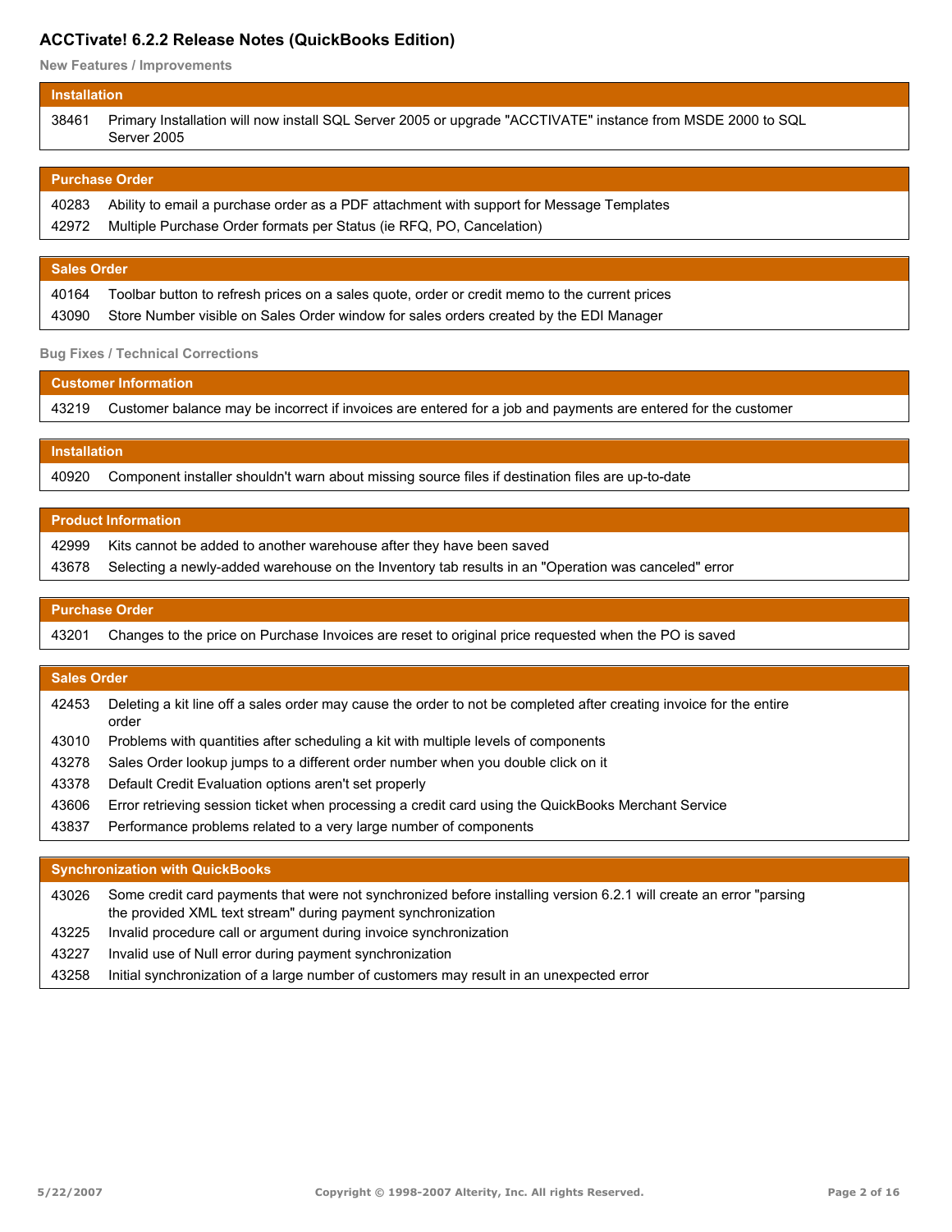# ACCTivate! 6.2.2 Release Notes (QuickBooks Edition)

## New Features / Improvements

### Installation

| | |
|---|---|
| 38461 | Primary Installation will now install SQL Server 2005 or upgrade "ACCTIVATE" instance from MSDE 2000 to SQL Server 2005 |

### Purchase Order

| | |
|---|---|
| 40283 | Ability to email a purchase order as a PDF attachment with support for Message Templates |
| 42972 | Multiple Purchase Order formats per Status (ie RFQ, PO, Cancelation) |

### Sales Order

| | |
|---|---|
| 40164 | Toolbar button to refresh prices on a sales quote, order or credit memo to the current prices |
| 43090 | Store Number visible on Sales Order window for sales orders created by the EDI Manager |

## Bug Fixes / Technical Corrections

### Customer Information

| | |
|---|---|
| 43219 | Customer balance may be incorrect if invoices are entered for a job and payments are entered for the customer |

### Installation

| | |
|---|---|
| 40920 | Component installer shouldn't warn about missing source files if destination files are up-to-date |

### Product Information

| | |
|---|---|
| 42999 | Kits cannot be added to another warehouse after they have been saved |
| 43678 | Selecting a newly-added warehouse on the Inventory tab results in an "Operation was canceled" error |

### Purchase Order

| | |
|---|---|
| 43201 | Changes to the price on Purchase Invoices are reset to original price requested when the PO is saved |

### Sales Order

| | |
|---|---|
| 42453 | Deleting a kit line off a sales order may cause the order to not be completed after creating invoice for the entire order |
| 43010 | Problems with quantities after scheduling a kit with multiple levels of components |
| 43278 | Sales Order lookup jumps to a different order number when you double click on it |
| 43378 | Default Credit Evaluation options aren't set properly |
| 43606 | Error retrieving session ticket when processing a credit card using the QuickBooks Merchant Service |
| 43837 | Performance problems related to a very large number of components |

### Synchronization with QuickBooks

| | |
|---|---|
| 43026 | Some credit card payments that were not synchronized before installing version 6.2.1 will create an error "parsing the provided XML text stream" during payment synchronization |
| 43225 | Invalid procedure call or argument during invoice synchronization |
| 43227 | Invalid use of Null error during payment synchronization |
| 43258 | Initial synchronization of a large number of customers may result in an unexpected error |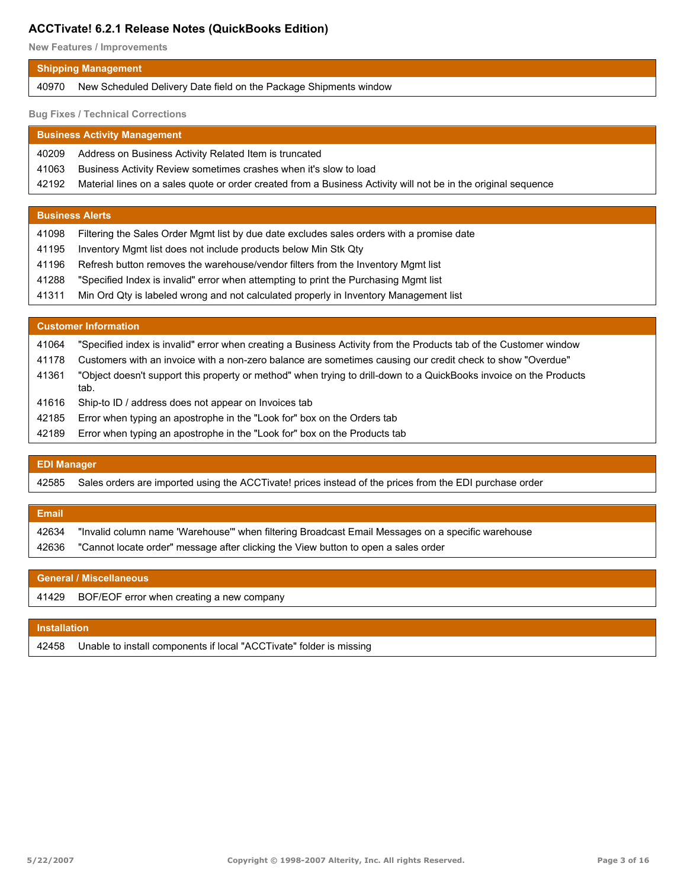# ACCTivate! 6.2.1 Release Notes (QuickBooks Edition)

## New Features / Improvements

### Shipping Management

| | |
|---|---|
| 40970 | New Scheduled Delivery Date field on the Package Shipments window |

## Bug Fixes / Technical Corrections

### Business Activity Management

| | |
|---|---|
| 40209 | Address on Business Activity Related Item is truncated |
| 41063 | Business Activity Review sometimes crashes when it's slow to load |
| 42192 | Material lines on a sales quote or order created from a Business Activity will not be in the original sequence |

### Business Alerts

| | |
|---|---|
| 41098 | Filtering the Sales Order Mgmt list by due date excludes sales orders with a promise date |
| 41195 | Inventory Mgmt list does not include products below Min Stk Qty |
| 41196 | Refresh button removes the warehouse/vendor filters from the Inventory Mgmt list |
| 41288 | "Specified Index is invalid" error when attempting to print the Purchasing Mgmt list |
| 41311 | Min Ord Qty is labeled wrong and not calculated properly in Inventory Management list |

### Customer Information

| | |
|---|---|
| 41064 | "Specified index is invalid" error when creating a Business Activity from the Products tab of the Customer window |
| 41178 | Customers with an invoice with a non-zero balance are sometimes causing our credit check to show "Overdue" |
| 41361 | "Object doesn't support this property or method" when trying to drill-down to a QuickBooks invoice on the Products tab. |
| 41616 | Ship-to ID / address does not appear on Invoices tab |
| 42185 | Error when typing an apostrophe in the "Look for" box on the Orders tab |
| 42189 | Error when typing an apostrophe in the "Look for" box on the Products tab |

### EDI Manager

| | |
|---|---|
| 42585 | Sales orders are imported using the ACCTivate! prices instead of the prices from the EDI purchase order |

### Email

| | |
|---|---|
| 42634 | "Invalid column name 'Warehouse'" when filtering Broadcast Email Messages on a specific warehouse |
| 42636 | "Cannot locate order" message after clicking the View button to open a sales order |

### General / Miscellaneous

| | |
|---|---|
| 41429 | BOF/EOF error when creating a new company |

### Installation

| | |
|---|---|
| 42458 | Unable to install components if local "ACCTivate" folder is missing |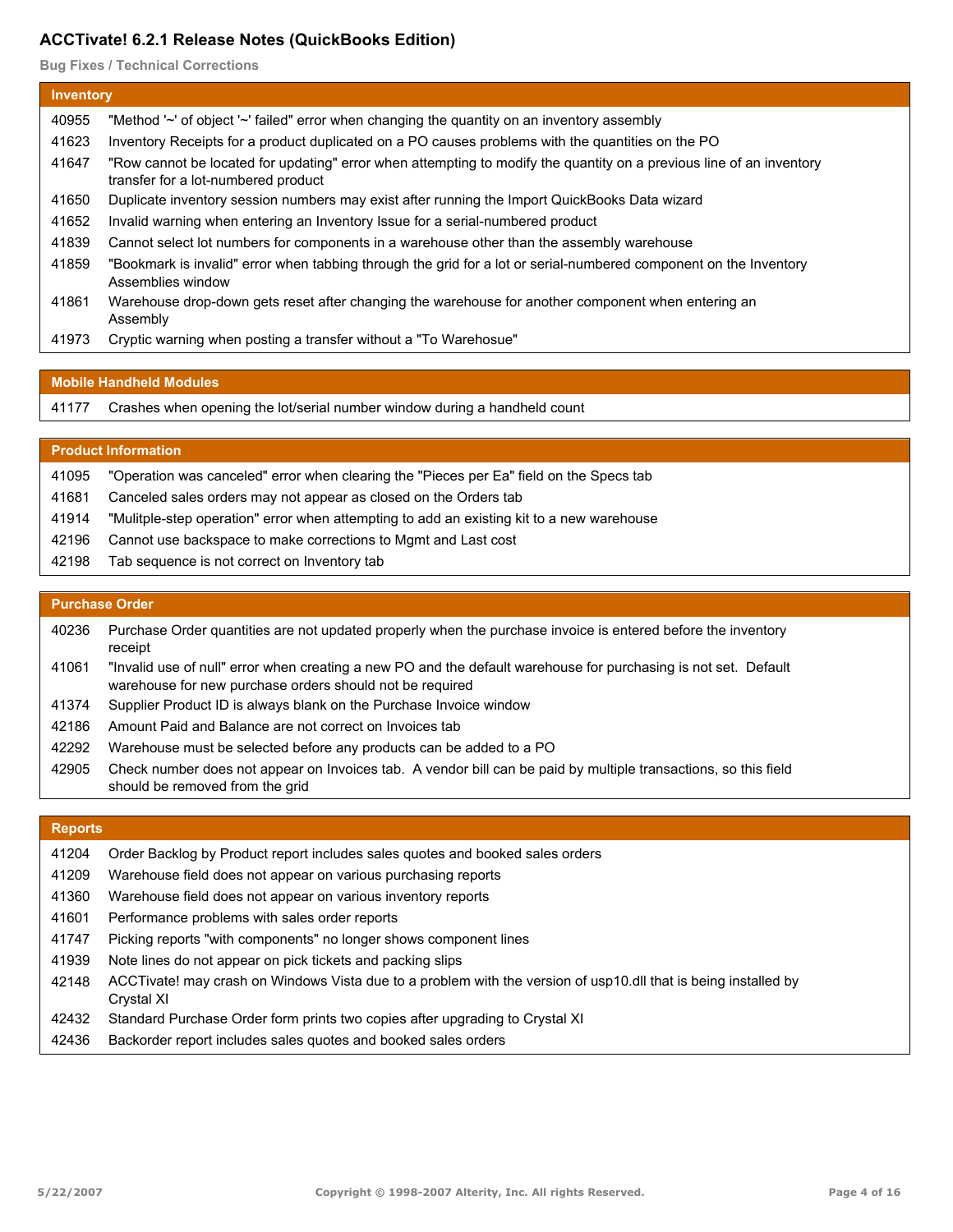# ACCTivate! 6.2.1 Release Notes (QuickBooks Edition)

**Bug Fixes / Technical Corrections**

## Inventory

| | |
|---|---|
| 40955 | "Method '~' of object '~' failed" error when changing the quantity on an inventory assembly |
| 41623 | Inventory Receipts for a product duplicated on a PO causes problems with the quantities on the PO |
| 41647 | "Row cannot be located for updating" error when attempting to modify the quantity on a previous line of an inventory transfer for a lot-numbered product |
| 41650 | Duplicate inventory session numbers may exist after running the Import QuickBooks Data wizard |
| 41652 | Invalid warning when entering an Inventory Issue for a serial-numbered product |
| 41839 | Cannot select lot numbers for components in a warehouse other than the assembly warehouse |
| 41859 | "Bookmark is invalid" error when tabbing through the grid for a lot or serial-numbered component on the Inventory Assemblies window |
| 41861 | Warehouse drop-down gets reset after changing the warehouse for another component when entering an Assembly |
| 41973 | Cryptic warning when posting a transfer without a "To Warehosue" |

## Mobile Handheld Modules

| | |
|---|---|
| 41177 | Crashes when opening the lot/serial number window during a handheld count |

## Product Information

| | |
|---|---|
| 41095 | "Operation was canceled" error when clearing the "Pieces per Ea" field on the Specs tab |
| 41681 | Canceled sales orders may not appear as closed on the Orders tab |
| 41914 | "Mulitple-step operation" error when attempting to add an existing kit to a new warehouse |
| 42196 | Cannot use backspace to make corrections to Mgmt and Last cost |
| 42198 | Tab sequence is not correct on Inventory tab |

## Purchase Order

| | |
|---|---|
| 40236 | Purchase Order quantities are not updated properly when the purchase invoice is entered before the inventory receipt |
| 41061 | "Invalid use of null" error when creating a new PO and the default warehouse for purchasing is not set. Default warehouse for new purchase orders should not be required |
| 41374 | Supplier Product ID is always blank on the Purchase Invoice window |
| 42186 | Amount Paid and Balance are not correct on Invoices tab |
| 42292 | Warehouse must be selected before any products can be added to a PO |
| 42905 | Check number does not appear on Invoices tab. A vendor bill can be paid by multiple transactions, so this field should be removed from the grid |

## Reports

| | |
|---|---|
| 41204 | Order Backlog by Product report includes sales quotes and booked sales orders |
| 41209 | Warehouse field does not appear on various purchasing reports |
| 41360 | Warehouse field does not appear on various inventory reports |
| 41601 | Performance problems with sales order reports |
| 41747 | Picking reports "with components" no longer shows component lines |
| 41939 | Note lines do not appear on pick tickets and packing slips |
| 42148 | ACCTivate! may crash on Windows Vista due to a problem with the version of usp10.dll that is being installed by Crystal XI |
| 42432 | Standard Purchase Order form prints two copies after upgrading to Crystal XI |
| 42436 | Backorder report includes sales quotes and booked sales orders |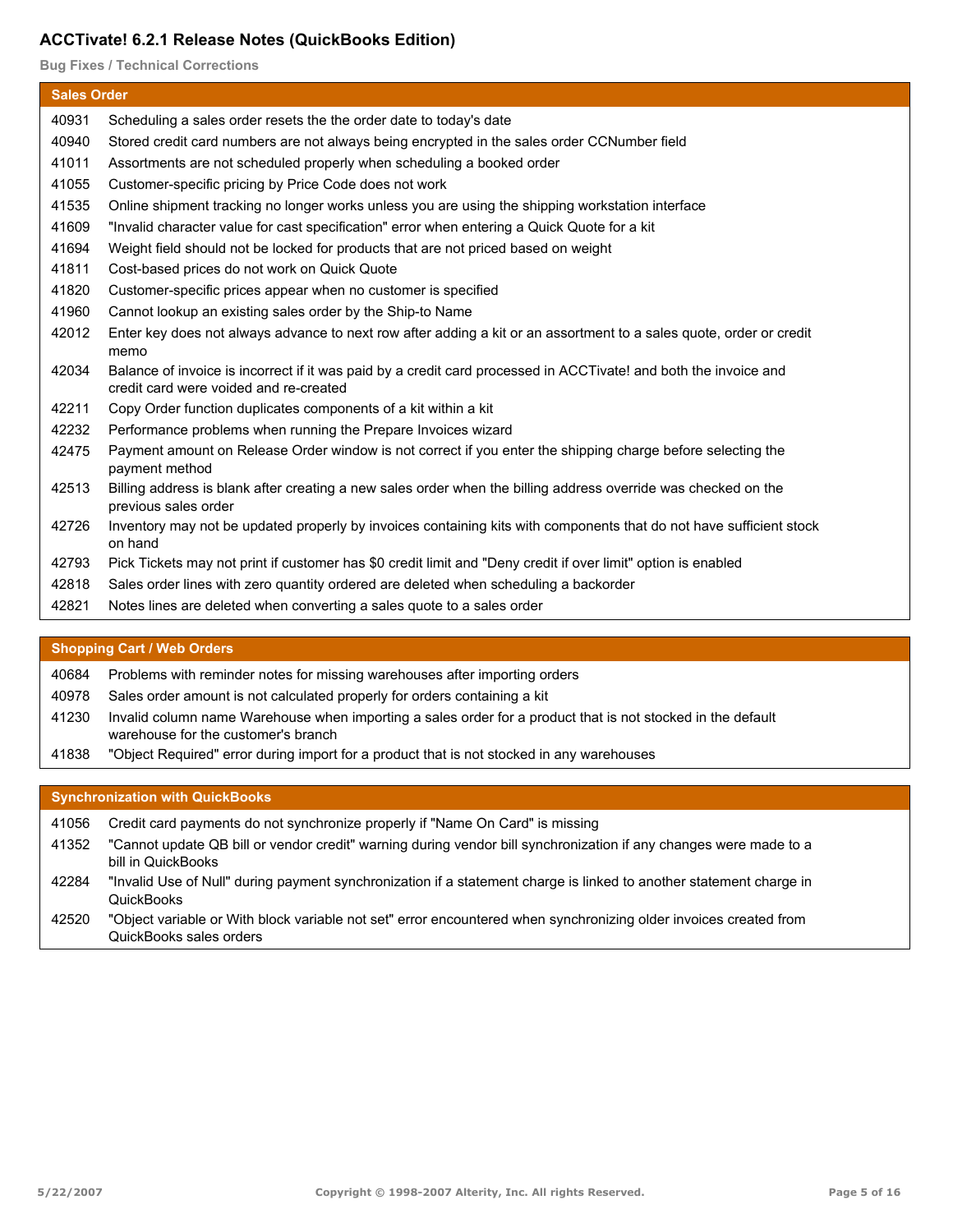# ACCTivate! 6.2.1 Release Notes (QuickBooks Edition)

**Bug Fixes / Technical Corrections**

## Sales Order

| | |
|---|---|
| 40931 | Scheduling a sales order resets the the order date to today's date |
| 40940 | Stored credit card numbers are not always being encrypted in the sales order CCNumber field |
| 41011 | Assortments are not scheduled properly when scheduling a booked order |
| 41055 | Customer-specific pricing by Price Code does not work |
| 41535 | Online shipment tracking no longer works unless you are using the shipping workstation interface |
| 41609 | "Invalid character value for cast specification" error when entering a Quick Quote for a kit |
| 41694 | Weight field should not be locked for products that are not priced based on weight |
| 41811 | Cost-based prices do not work on Quick Quote |
| 41820 | Customer-specific prices appear when no customer is specified |
| 41960 | Cannot lookup an existing sales order by the Ship-to Name |
| 42012 | Enter key does not always advance to next row after adding a kit or an assortment to a sales quote, order or credit memo |
| 42034 | Balance of invoice is incorrect if it was paid by a credit card processed in ACCTivate! and both the invoice and credit card were voided and re-created |
| 42211 | Copy Order function duplicates components of a kit within a kit |
| 42232 | Performance problems when running the Prepare Invoices wizard |
| 42475 | Payment amount on Release Order window is not correct if you enter the shipping charge before selecting the payment method |
| 42513 | Billing address is blank after creating a new sales order when the billing address override was checked on the previous sales order |
| 42726 | Inventory may not be updated properly by invoices containing kits with components that do not have sufficient stock on hand |
| 42793 | Pick Tickets may not print if customer has $0 credit limit and "Deny credit if over limit" option is enabled |
| 42818 | Sales order lines with zero quantity ordered are deleted when scheduling a backorder |
| 42821 | Notes lines are deleted when converting a sales quote to a sales order |

## Shopping Cart / Web Orders

| | |
|---|---|
| 40684 | Problems with reminder notes for missing warehouses after importing orders |
| 40978 | Sales order amount is not calculated properly for orders containing a kit |
| 41230 | Invalid column name Warehouse when importing a sales order for a product that is not stocked in the default warehouse for the customer's branch |
| 41838 | "Object Required" error during import for a product that is not stocked in any warehouses |

## Synchronization with QuickBooks

| | |
|---|---|
| 41056 | Credit card payments do not synchronize properly if "Name On Card" is missing |
| 41352 | "Cannot update QB bill or vendor credit" warning during vendor bill synchronization if any changes were made to a bill in QuickBooks |
| 42284 | "Invalid Use of Null" during payment synchronization if a statement charge is linked to another statement charge in QuickBooks |
| 42520 | "Object variable or With block variable not set" error encountered when synchronizing older invoices created from QuickBooks sales orders |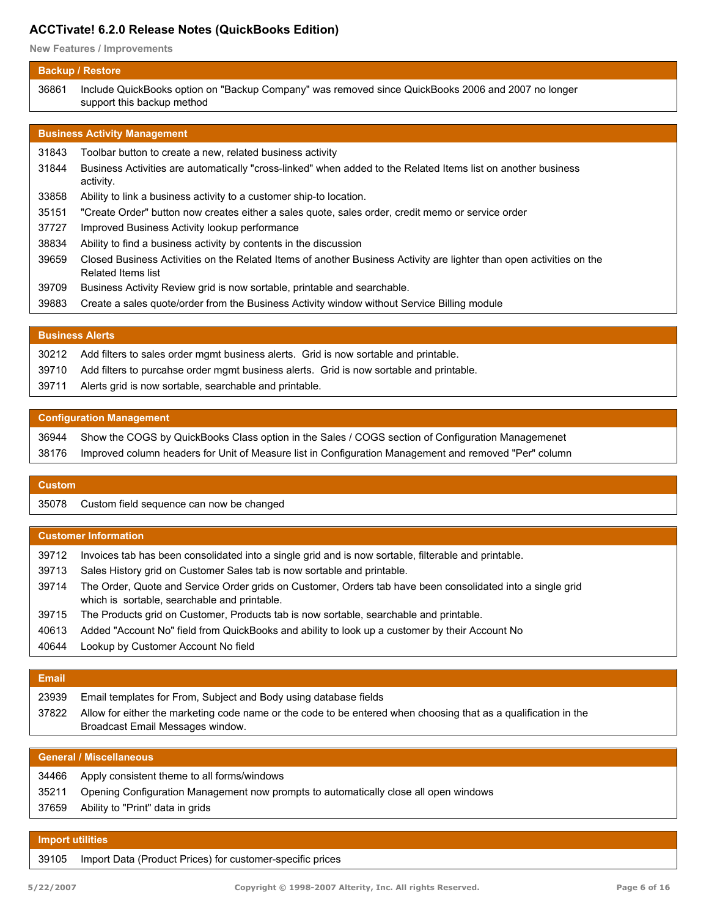# ACCTivate! 6.2.0 Release Notes (QuickBooks Edition)

**New Features / Improvements**

## Backup / Restore

| | |
|---|---|
| 36861 | Include QuickBooks option on "Backup Company" was removed since QuickBooks 2006 and 2007 no longer support this backup method |

## Business Activity Management

| | |
|---|---|
| 31843 | Toolbar button to create a new, related business activity |
| 31844 | Business Activities are automatically "cross-linked" when added to the Related Items list on another business activity. |
| 33858 | Ability to link a business activity to a customer ship-to location. |
| 35151 | "Create Order" button now creates either a sales quote, sales order, credit memo or service order |
| 37727 | Improved Business Activity lookup performance |
| 38834 | Ability to find a business activity by contents in the discussion |
| 39659 | Closed Business Activities on the Related Items of another Business Activity are lighter than open activities on the Related Items list |
| 39709 | Business Activity Review grid is now sortable, printable and searchable. |
| 39883 | Create a sales quote/order from the Business Activity window without Service Billing module |

## Business Alerts

| | |
|---|---|
| 30212 | Add filters to sales order mgmt business alerts. Grid is now sortable and printable. |
| 39710 | Add filters to purcahse order mgmt business alerts. Grid is now sortable and printable. |
| 39711 | Alerts grid is now sortable, searchable and printable. |

## Configuration Management

| | |
|---|---|
| 36944 | Show the COGS by QuickBooks Class option in the Sales / COGS section of Configuration Managemenet |
| 38176 | Improved column headers for Unit of Measure list in Configuration Management and removed "Per" column |

## Custom

| | |
|---|---|
| 35078 | Custom field sequence can now be changed |

## Customer Information

| | |
|---|---|
| 39712 | Invoices tab has been consolidated into a single grid and is now sortable, filterable and printable. |
| 39713 | Sales History grid on Customer Sales tab is now sortable and printable. |
| 39714 | The Order, Quote and Service Order grids on Customer, Orders tab have been consolidated into a single grid which is sortable, searchable and printable. |
| 39715 | The Products grid on Customer, Products tab is now sortable, searchable and printable. |
| 40613 | Added "Account No" field from QuickBooks and ability to look up a customer by their Account No |
| 40644 | Lookup by Customer Account No field |

## Email

| | |
|---|---|
| 23939 | Email templates for From, Subject and Body using database fields |
| 37822 | Allow for either the marketing code name or the code to be entered when choosing that as a qualification in the Broadcast Email Messages window. |

## General / Miscellaneous

| | |
|---|---|
| 34466 | Apply consistent theme to all forms/windows |
| 35211 | Opening Configuration Management now prompts to automatically close all open windows |
| 37659 | Ability to "Print" data in grids |

## Import utilities

| | |
|---|---|
| 39105 | Import Data (Product Prices) for customer-specific prices |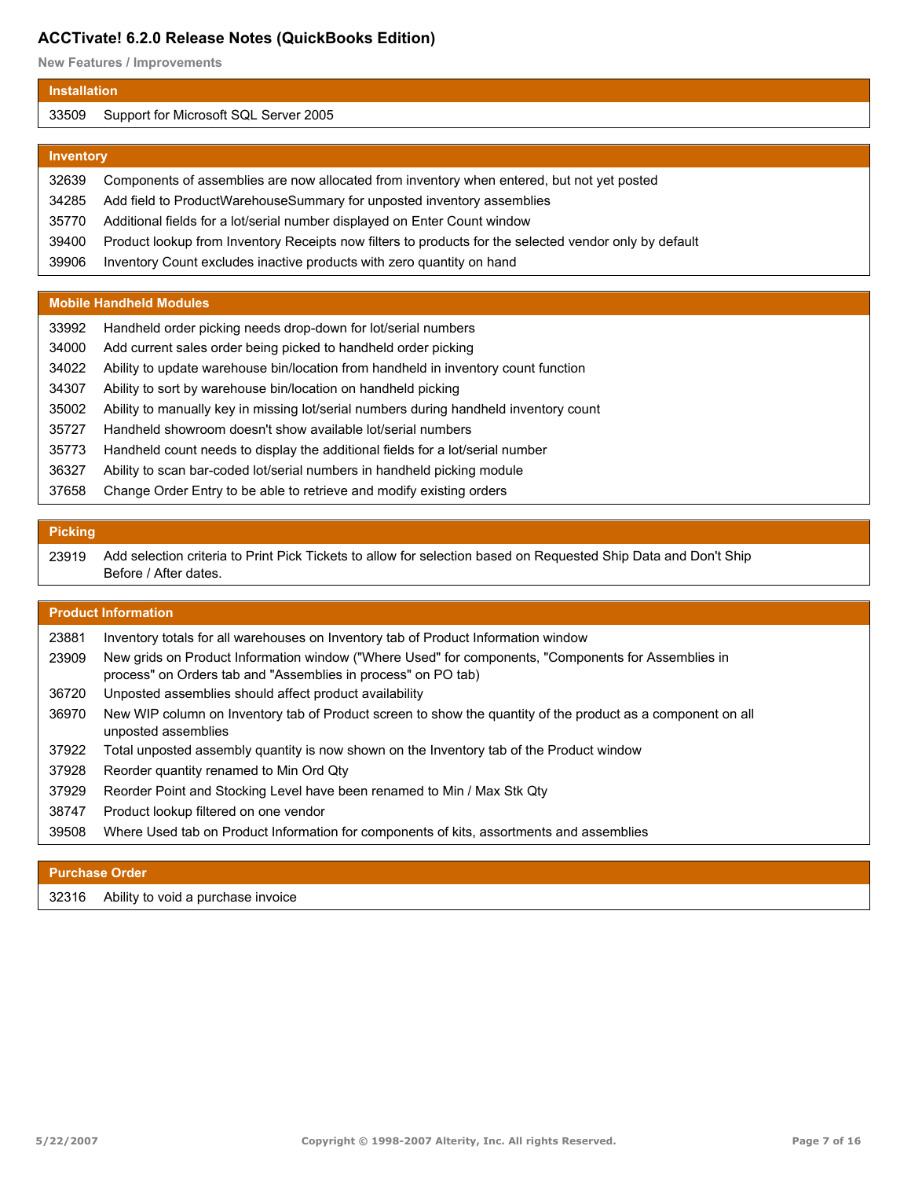# ACCTivate! 6.2.0 Release Notes (QuickBooks Edition)

**New Features / Improvements**

## Installation

| | |
|---|---|
| 33509 | Support for Microsoft SQL Server 2005 |

## Inventory

| | |
|---|---|
| 32639 | Components of assemblies are now allocated from inventory when entered, but not yet posted |
| 34285 | Add field to ProductWarehouseSummary for unposted inventory assemblies |
| 35770 | Additional fields for a lot/serial number displayed on Enter Count window |
| 39400 | Product lookup from Inventory Receipts now filters to products for the selected vendor only by default |
| 39906 | Inventory Count excludes inactive products with zero quantity on hand |

## Mobile Handheld Modules

| | |
|---|---|
| 33992 | Handheld order picking needs drop-down for lot/serial numbers |
| 34000 | Add current sales order being picked to handheld order picking |
| 34022 | Ability to update warehouse bin/location from handheld in inventory count function |
| 34307 | Ability to sort by warehouse bin/location on handheld picking |
| 35002 | Ability to manually key in missing lot/serial numbers during handheld inventory count |
| 35727 | Handheld showroom doesn't show available lot/serial numbers |
| 35773 | Handheld count needs to display the additional fields for a lot/serial number |
| 36327 | Ability to scan bar-coded lot/serial numbers in handheld picking module |
| 37658 | Change Order Entry to be able to retrieve and modify existing orders |

## Picking

| | |
|---|---|
| 23919 | Add selection criteria to Print Pick Tickets to allow for selection based on Requested Ship Data and Don't Ship Before / After dates. |

## Product Information

| | |
|---|---|
| 23881 | Inventory totals for all warehouses on Inventory tab of Product Information window |
| 23909 | New grids on Product Information window ("Where Used" for components, "Components for Assemblies in process" on Orders tab and "Assemblies in process" on PO tab) |
| 36720 | Unposted assemblies should affect product availability |
| 36970 | New WIP column on Inventory tab of Product screen to show the quantity of the product as a component on all unposted assemblies |
| 37922 | Total unposted assembly quantity is now shown on the Inventory tab of the Product window |
| 37928 | Reorder quantity renamed to Min Ord Qty |
| 37929 | Reorder Point and Stocking Level have been renamed to Min / Max Stk Qty |
| 38747 | Product lookup filtered on one vendor |
| 39508 | Where Used tab on Product Information for components of kits, assortments and assemblies |

## Purchase Order

| | |
|---|---|
| 32316 | Ability to void a purchase invoice |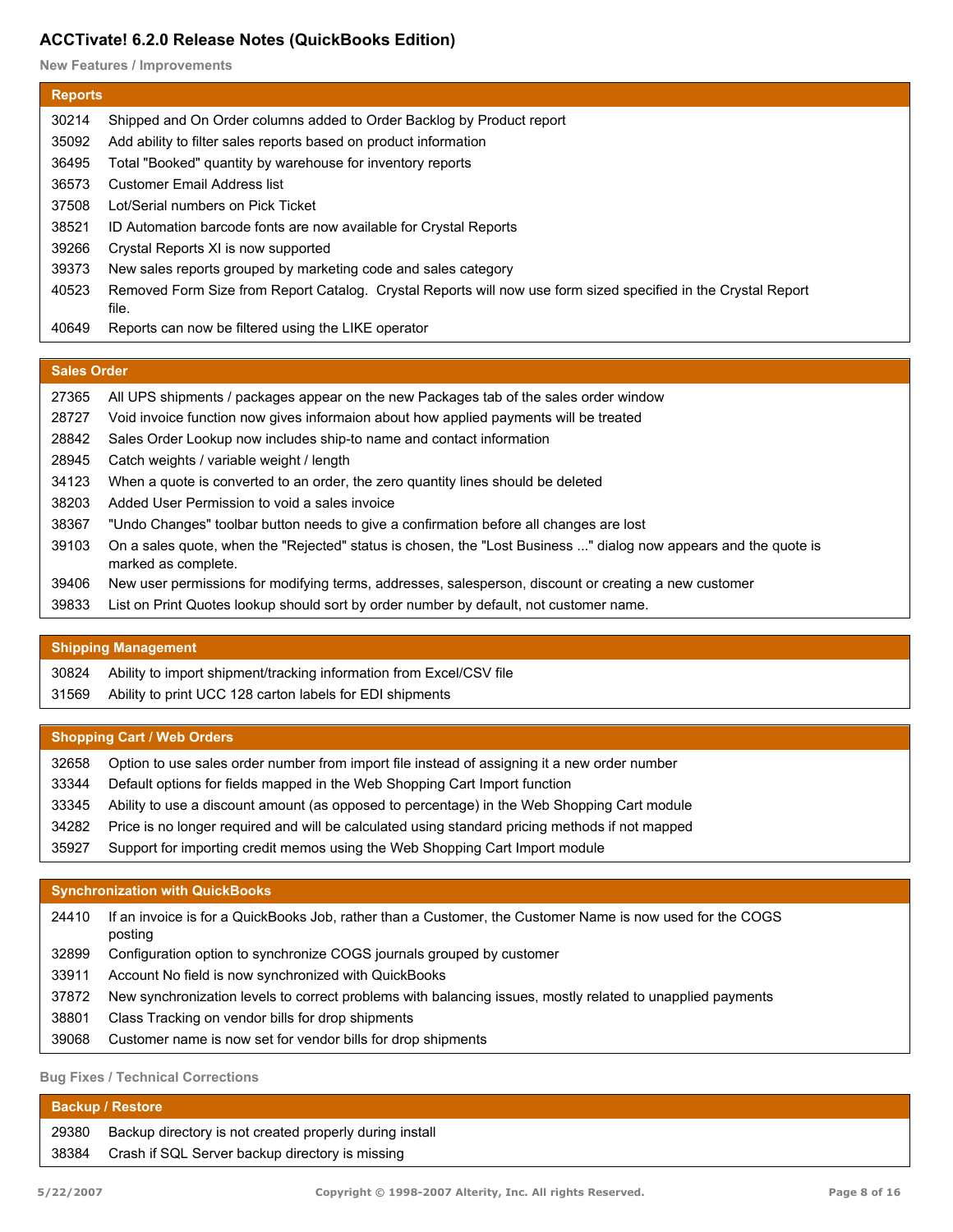# ACCTivate! 6.2.0 Release Notes (QuickBooks Edition)

## New Features / Improvements

### Reports

| | |
|---|---|
| 30214 | Shipped and On Order columns added to Order Backlog by Product report |
| 35092 | Add ability to filter sales reports based on product information |
| 36495 | Total "Booked" quantity by warehouse for inventory reports |
| 36573 | Customer Email Address list |
| 37508 | Lot/Serial numbers on Pick Ticket |
| 38521 | ID Automation barcode fonts are now available for Crystal Reports |
| 39266 | Crystal Reports XI is now supported |
| 39373 | New sales reports grouped by marketing code and sales category |
| 40523 | Removed Form Size from Report Catalog. Crystal Reports will now use form sized specified in the Crystal Report file. |
| 40649 | Reports can now be filtered using the LIKE operator |

### Sales Order

| | |
|---|---|
| 27365 | All UPS shipments / packages appear on the new Packages tab of the sales order window |
| 28727 | Void invoice function now gives informaion about how applied payments will be treated |
| 28842 | Sales Order Lookup now includes ship-to name and contact information |
| 28945 | Catch weights / variable weight / length |
| 34123 | When a quote is converted to an order, the zero quantity lines should be deleted |
| 38203 | Added User Permission to void a sales invoice |
| 38367 | "Undo Changes" toolbar button needs to give a confirmation before all changes are lost |
| 39103 | On a sales quote, when the "Rejected" status is chosen, the "Lost Business ..." dialog now appears and the quote is marked as complete. |
| 39406 | New user permissions for modifying terms, addresses, salesperson, discount or creating a new customer |
| 39833 | List on Print Quotes lookup should sort by order number by default, not customer name. |

### Shipping Management

| | |
|---|---|
| 30824 | Ability to import shipment/tracking information from Excel/CSV file |
| 31569 | Ability to print UCC 128 carton labels for EDI shipments |

### Shopping Cart / Web Orders

| | |
|---|---|
| 32658 | Option to use sales order number from import file instead of assigning it a new order number |
| 33344 | Default options for fields mapped in the Web Shopping Cart Import function |
| 33345 | Ability to use a discount amount (as opposed to percentage) in the Web Shopping Cart module |
| 34282 | Price is no longer required and will be calculated using standard pricing methods if not mapped |
| 35927 | Support for importing credit memos using the Web Shopping Cart Import module |

### Synchronization with QuickBooks

| | |
|---|---|
| 24410 | If an invoice is for a QuickBooks Job, rather than a Customer, the Customer Name is now used for the COGS posting |
| 32899 | Configuration option to synchronize COGS journals grouped by customer |
| 33911 | Account No field is now synchronized with QuickBooks |
| 37872 | New synchronization levels to correct problems with balancing issues, mostly related to unapplied payments |
| 38801 | Class Tracking on vendor bills for drop shipments |
| 39068 | Customer name is now set for vendor bills for drop shipments |

## Bug Fixes / Technical Corrections

### Backup / Restore

| | |
|---|---|
| 29380 | Backup directory is not created properly during install |
| 38384 | Crash if SQL Server backup directory is missing |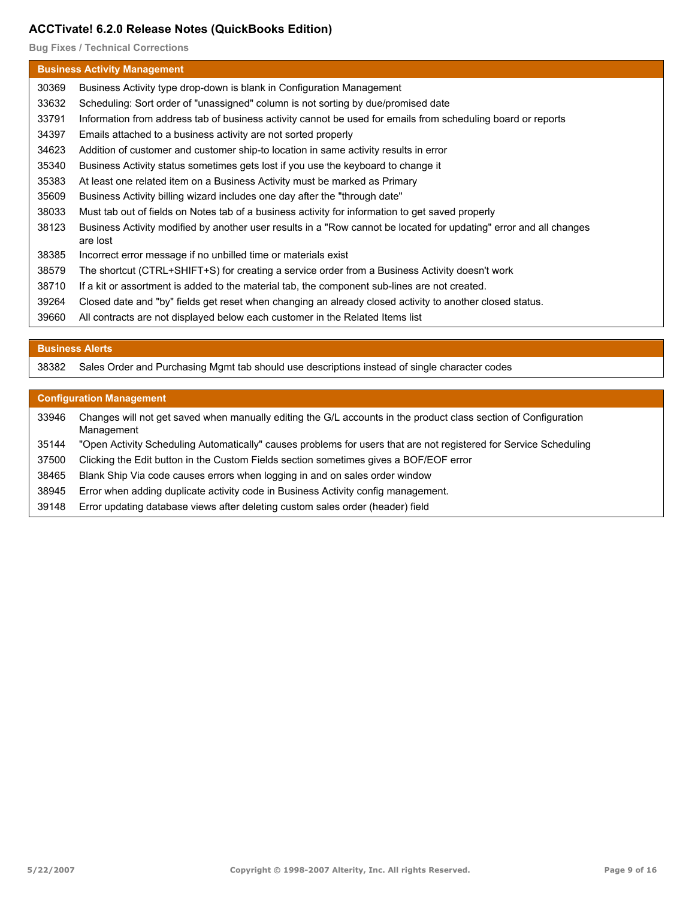# ACCTivate! 6.2.0 Release Notes (QuickBooks Edition)

**Bug Fixes / Technical Corrections**

| Business Activity Management | |
|---|---|
| 30369 | Business Activity type drop-down is blank in Configuration Management |
| 33632 | Scheduling: Sort order of "unassigned" column is not sorting by due/promised date |
| 33791 | Information from address tab of business activity cannot be used for emails from scheduling board or reports |
| 34397 | Emails attached to a business activity are not sorted properly |
| 34623 | Addition of customer and customer ship-to location in same activity results in error |
| 35340 | Business Activity status sometimes gets lost if you use the keyboard to change it |
| 35383 | At least one related item on a Business Activity must be marked as Primary |
| 35609 | Business Activity billing wizard includes one day after the "through date" |
| 38033 | Must tab out of fields on Notes tab of a business activity for information to get saved properly |
| 38123 | Business Activity modified by another user results in a "Row cannot be located for updating" error and all changes are lost |
| 38385 | Incorrect error message if no unbilled time or materials exist |
| 38579 | The shortcut (CTRL+SHIFT+S) for creating a service order from a Business Activity doesn't work |
| 38710 | If a kit or assortment is added to the material tab, the component sub-lines are not created. |
| 39264 | Closed date and "by" fields get reset when changing an already closed activity to another closed status. |
| 39660 | All contracts are not displayed below each customer in the Related Items list |

| Business Alerts | |
|---|---|
| 38382 | Sales Order and Purchasing Mgmt tab should use descriptions instead of single character codes |

| Configuration Management | |
|---|---|
| 33946 | Changes will not get saved when manually editing the G/L accounts in the product class section of Configuration Management |
| 35144 | "Open Activity Scheduling Automatically" causes problems for users that are not registered for Service Scheduling |
| 37500 | Clicking the Edit button in the Custom Fields section sometimes gives a BOF/EOF error |
| 38465 | Blank Ship Via code causes errors when logging in and on sales order window |
| 38945 | Error when adding duplicate activity code in Business Activity config management. |
| 39148 | Error updating database views after deleting custom sales order (header) field |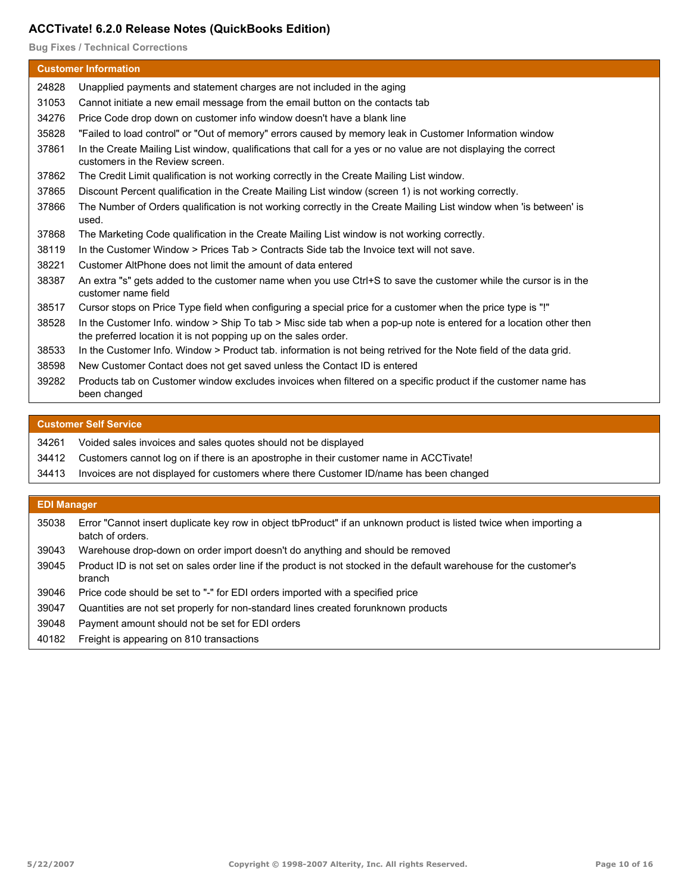# ACCTivate! 6.2.0 Release Notes (QuickBooks Edition)

**Bug Fixes / Technical Corrections**

## Customer Information

| | |
|---|---|
| 24828 | Unapplied payments and statement charges are not included in the aging |
| 31053 | Cannot initiate a new email message from the email button on the contacts tab |
| 34276 | Price Code drop down on customer info window doesn't have a blank line |
| 35828 | "Failed to load control" or "Out of memory" errors caused by memory leak in Customer Information window |
| 37861 | In the Create Mailing List window, qualifications that call for a yes or no value are not displaying the correct customers in the Review screen. |
| 37862 | The Credit Limit qualification is not working correctly in the Create Mailing List window. |
| 37865 | Discount Percent qualification in the Create Mailing List window (screen 1) is not working correctly. |
| 37866 | The Number of Orders qualification is not working correctly in the Create Mailing List window when 'is between' is used. |
| 37868 | The Marketing Code qualification in the Create Mailing List window is not working correctly. |
| 38119 | In the Customer Window > Prices Tab > Contracts Side tab the Invoice text will not save. |
| 38221 | Customer AltPhone does not limit the amount of data entered |
| 38387 | An extra "s" gets added to the customer name when you use Ctrl+S to save the customer while the cursor is in the customer name field |
| 38517 | Cursor stops on Price Type field when configuring a special price for a customer when the price type is "!" |
| 38528 | In the Customer Info. window > Ship To tab > Misc side tab when a pop-up note is entered for a location other then the preferred location it is not popping up on the sales order. |
| 38533 | In the Customer Info. Window > Product tab. information is not being retrived for the Note field of the data grid. |
| 38598 | New Customer Contact does not get saved unless the Contact ID is entered |
| 39282 | Products tab on Customer window excludes invoices when filtered on a specific product if the customer name has been changed |

## Customer Self Service

| | |
|---|---|
| 34261 | Voided sales invoices and sales quotes should not be displayed |
| 34412 | Customers cannot log on if there is an apostrophe in their customer name in ACCTivate! |
| 34413 | Invoices are not displayed for customers where there Customer ID/name has been changed |

## EDI Manager

| | |
|---|---|
| 35038 | Error "Cannot insert duplicate key row in object tbProduct" if an unknown product is listed twice when importing a batch of orders. |
| 39043 | Warehouse drop-down on order import doesn't do anything and should be removed |
| 39045 | Product ID is not set on sales order line if the product is not stocked in the default warehouse for the customer's branch |
| 39046 | Price code should be set to "-" for EDI orders imported with a specified price |
| 39047 | Quantities are not set properly for non-standard lines created forunknown products |
| 39048 | Payment amount should not be set for EDI orders |
| 40182 | Freight is appearing on 810 transactions |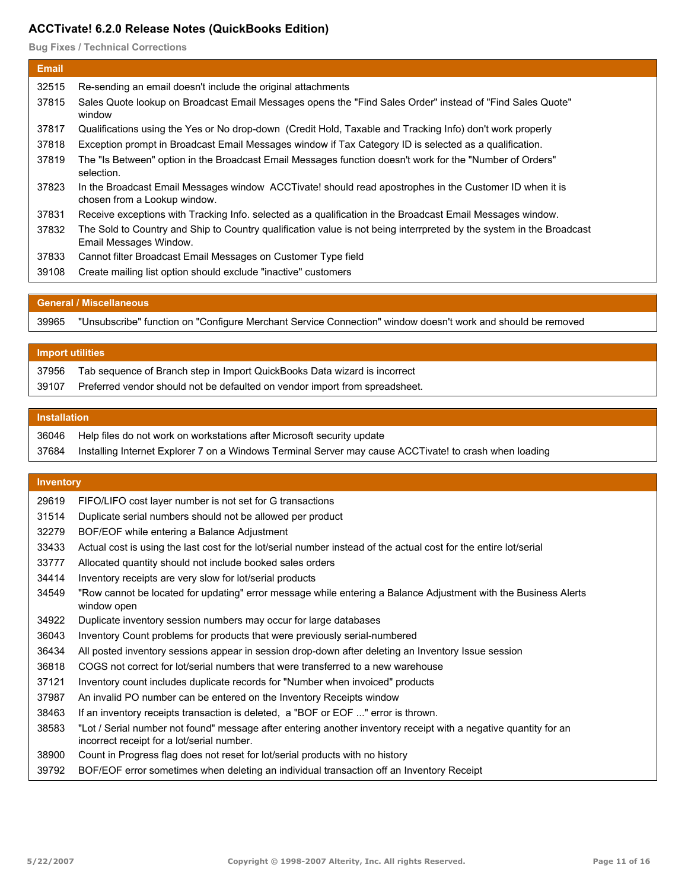## ACCTivate! 6.2.0 Release Notes (QuickBooks Edition)

### Bug Fixes / Technical Corrections

| Email | |
|---|---|
| 32515 | Re-sending an email doesn't include the original attachments |
| 37815 | Sales Quote lookup on Broadcast Email Messages opens the "Find Sales Order" instead of "Find Sales Quote" window |
| 37817 | Qualifications using the Yes or No drop-down (Credit Hold, Taxable and Tracking Info) don't work properly |
| 37818 | Exception prompt in Broadcast Email Messages window if Tax Category ID is selected as a qualification. |
| 37819 | The "Is Between" option in the Broadcast Email Messages function doesn't work for the "Number of Orders" selection. |
| 37823 | In the Broadcast Email Messages window ACCTivate! should read apostrophes in the Customer ID when it is chosen from a Lookup window. |
| 37831 | Receive exceptions with Tracking Info. selected as a qualification in the Broadcast Email Messages window. |
| 37832 | The Sold to Country and Ship to Country qualification value is not being interrpreted by the system in the Broadcast Email Messages Window. |
| 37833 | Cannot filter Broadcast Email Messages on Customer Type field |
| 39108 | Create mailing list option should exclude "inactive" customers |

| General / Miscellaneous | |
|---|---|
| 39965 | "Unsubscribe" function on "Configure Merchant Service Connection" window doesn't work and should be removed |

| Import utilities | |
|---|---|
| 37956 | Tab sequence of Branch step in Import QuickBooks Data wizard is incorrect |
| 39107 | Preferred vendor should not be defaulted on vendor import from spreadsheet. |

| Installation | |
|---|---|
| 36046 | Help files do not work on workstations after Microsoft security update |
| 37684 | Installing Internet Explorer 7 on a Windows Terminal Server may cause ACCTivate! to crash when loading |

| Inventory | |
|---|---|
| 29619 | FIFO/LIFO cost layer number is not set for G transactions |
| 31514 | Duplicate serial numbers should not be allowed per product |
| 32279 | BOF/EOF while entering a Balance Adjustment |
| 33433 | Actual cost is using the last cost for the lot/serial number instead of the actual cost for the entire lot/serial |
| 33777 | Allocated quantity should not include booked sales orders |
| 34414 | Inventory receipts are very slow for lot/serial products |
| 34549 | "Row cannot be located for updating" error message while entering a Balance Adjustment with the Business Alerts window open |
| 34922 | Duplicate inventory session numbers may occur for large databases |
| 36043 | Inventory Count problems for products that were previously serial-numbered |
| 36434 | All posted inventory sessions appear in session drop-down after deleting an Inventory Issue session |
| 36818 | COGS not correct for lot/serial numbers that were transferred to a new warehouse |
| 37121 | Inventory count includes duplicate records for "Number when invoiced" products |
| 37987 | An invalid PO number can be entered on the Inventory Receipts window |
| 38463 | If an inventory receipts transaction is deleted, a "BOF or EOF ..." error is thrown. |
| 38583 | "Lot / Serial number not found" message after entering another inventory receipt with a negative quantity for an incorrect receipt for a lot/serial number. |
| 38900 | Count in Progress flag does not reset for lot/serial products with no history |
| 39792 | BOF/EOF error sometimes when deleting an individual transaction off an Inventory Receipt |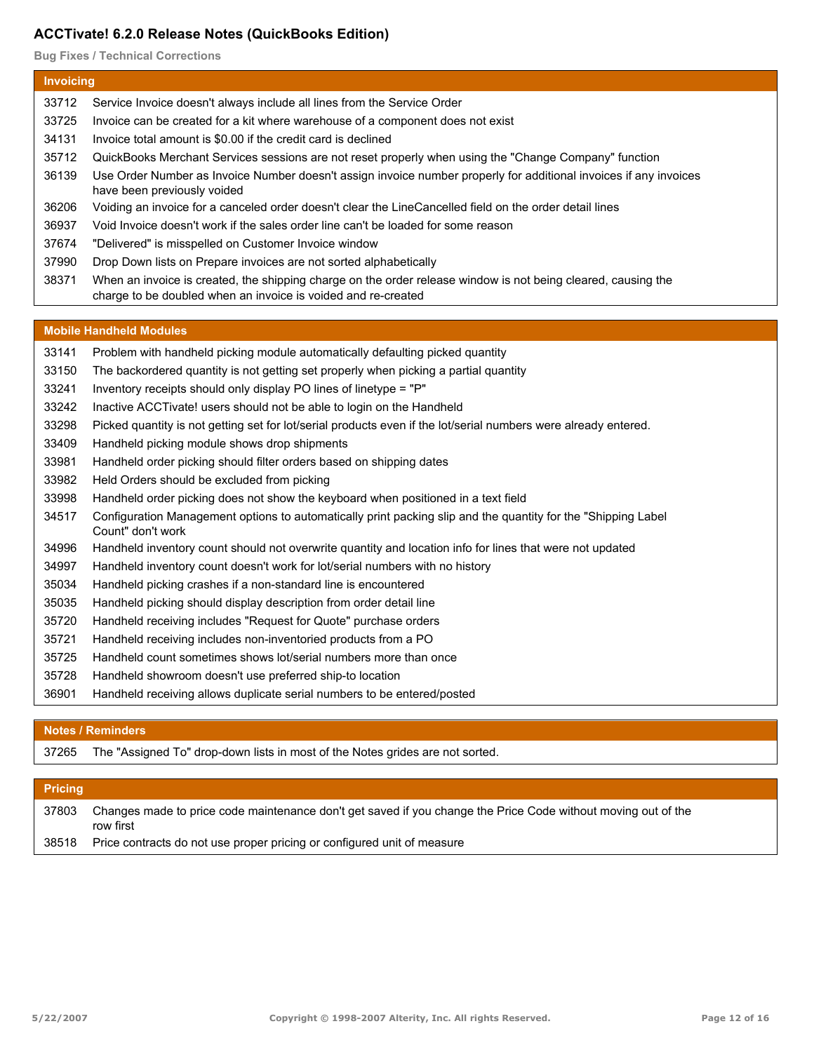# ACCTivate! 6.2.0 Release Notes (QuickBooks Edition)

## Bug Fixes / Technical Corrections

### Invoicing

| | |
|---|---|
| 33712 | Service Invoice doesn't always include all lines from the Service Order |
| 33725 | Invoice can be created for a kit where warehouse of a component does not exist |
| 34131 | Invoice total amount is $0.00 if the credit card is declined |
| 35712 | QuickBooks Merchant Services sessions are not reset properly when using the "Change Company" function |
| 36139 | Use Order Number as Invoice Number doesn't assign invoice number properly for additional invoices if any invoices have been previously voided |
| 36206 | Voiding an invoice for a canceled order doesn't clear the LineCancelled field on the order detail lines |
| 36937 | Void Invoice doesn't work if the sales order line can't be loaded for some reason |
| 37674 | "Delivered" is misspelled on Customer Invoice window |
| 37990 | Drop Down lists on Prepare invoices are not sorted alphabetically |
| 38371 | When an invoice is created, the shipping charge on the order release window is not being cleared, causing the charge to be doubled when an invoice is voided and re-created |

### Mobile Handheld Modules

| | |
|---|---|
| 33141 | Problem with handheld picking module automatically defaulting picked quantity |
| 33150 | The backordered quantity is not getting set properly when picking a partial quantity |
| 33241 | Inventory receipts should only display PO lines of linetype = "P" |
| 33242 | Inactive ACCTivate! users should not be able to login on the Handheld |
| 33298 | Picked quantity is not getting set for lot/serial products even if the lot/serial numbers were already entered. |
| 33409 | Handheld picking module shows drop shipments |
| 33981 | Handheld order picking should filter orders based on shipping dates |
| 33982 | Held Orders should be excluded from picking |
| 33998 | Handheld order picking does not show the keyboard when positioned in a text field |
| 34517 | Configuration Management options to automatically print packing slip and the quantity for the "Shipping Label Count" don't work |
| 34996 | Handheld inventory count should not overwrite quantity and location info for lines that were not updated |
| 34997 | Handheld inventory count doesn't work for lot/serial numbers with no history |
| 35034 | Handheld picking crashes if a non-standard line is encountered |
| 35035 | Handheld picking should display description from order detail line |
| 35720 | Handheld receiving includes "Request for Quote" purchase orders |
| 35721 | Handheld receiving includes non-inventoried products from a PO |
| 35725 | Handheld count sometimes shows lot/serial numbers more than once |
| 35728 | Handheld showroom doesn't use preferred ship-to location |
| 36901 | Handheld receiving allows duplicate serial numbers to be entered/posted |

### Notes / Reminders

| | |
|---|---|
| 37265 | The "Assigned To" drop-down lists in most of the Notes grides are not sorted. |

### Pricing

| | |
|---|---|
| 37803 | Changes made to price code maintenance don't get saved if you change the Price Code without moving out of the row first |
| 38518 | Price contracts do not use proper pricing or configured unit of measure |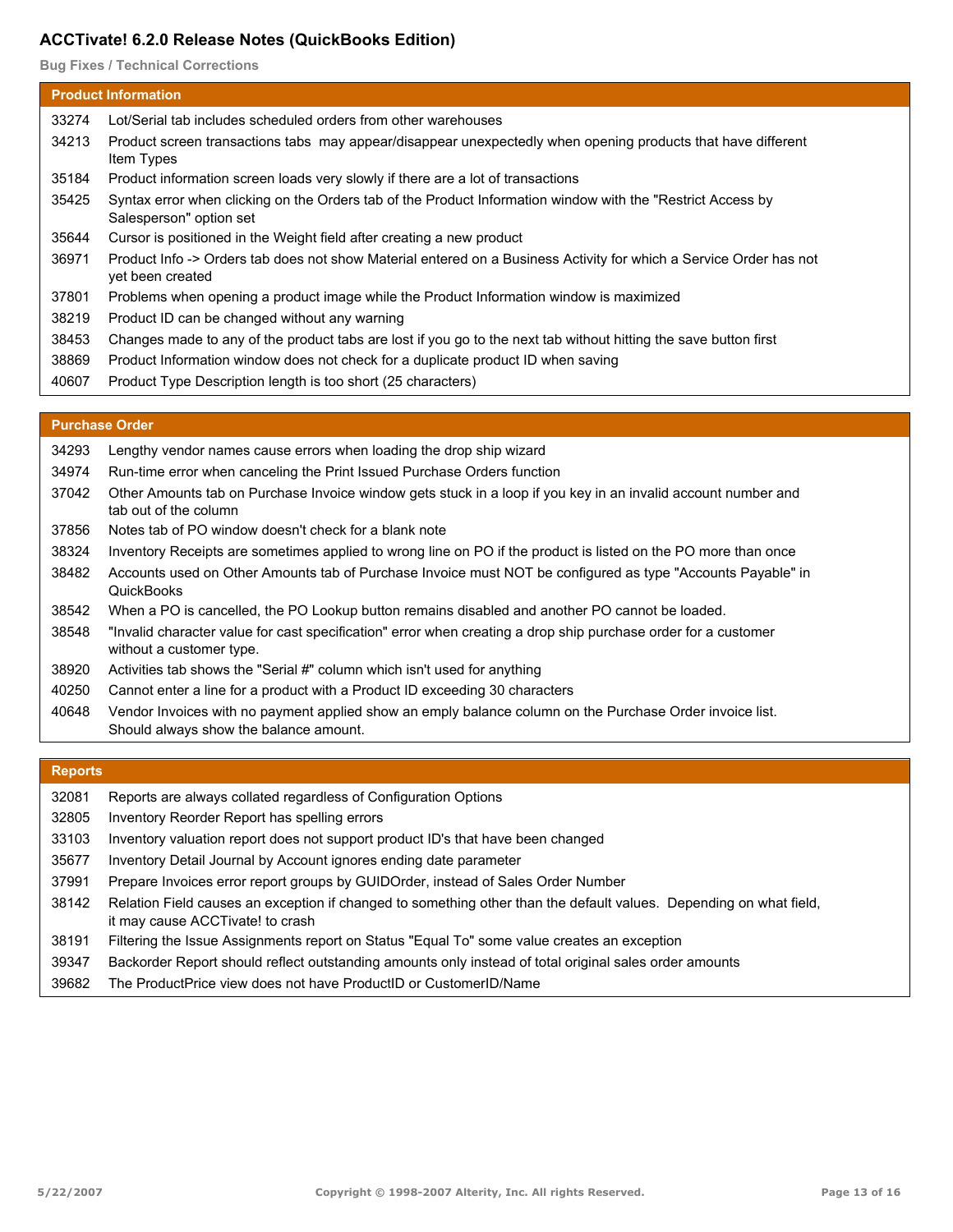# ACCTivate! 6.2.0 Release Notes (QuickBooks Edition)

**Bug Fixes / Technical Corrections**

## Product Information

| | |
|---|---|
| 33274 | Lot/Serial tab includes scheduled orders from other warehouses |
| 34213 | Product screen transactions tabs may appear/disappear unexpectedly when opening products that have different Item Types |
| 35184 | Product information screen loads very slowly if there are a lot of transactions |
| 35425 | Syntax error when clicking on the Orders tab of the Product Information window with the "Restrict Access by Salesperson" option set |
| 35644 | Cursor is positioned in the Weight field after creating a new product |
| 36971 | Product Info -> Orders tab does not show Material entered on a Business Activity for which a Service Order has not yet been created |
| 37801 | Problems when opening a product image while the Product Information window is maximized |
| 38219 | Product ID can be changed without any warning |
| 38453 | Changes made to any of the product tabs are lost if you go to the next tab without hitting the save button first |
| 38869 | Product Information window does not check for a duplicate product ID when saving |
| 40607 | Product Type Description length is too short (25 characters) |

## Purchase Order

| | |
|---|---|
| 34293 | Lengthy vendor names cause errors when loading the drop ship wizard |
| 34974 | Run-time error when canceling the Print Issued Purchase Orders function |
| 37042 | Other Amounts tab on Purchase Invoice window gets stuck in a loop if you key in an invalid account number and tab out of the column |
| 37856 | Notes tab of PO window doesn't check for a blank note |
| 38324 | Inventory Receipts are sometimes applied to wrong line on PO if the product is listed on the PO more than once |
| 38482 | Accounts used on Other Amounts tab of Purchase Invoice must NOT be configured as type "Accounts Payable" in QuickBooks |
| 38542 | When a PO is cancelled, the PO Lookup button remains disabled and another PO cannot be loaded. |
| 38548 | "Invalid character value for cast specification" error when creating a drop ship purchase order for a customer without a customer type. |
| 38920 | Activities tab shows the "Serial #" column which isn't used for anything |
| 40250 | Cannot enter a line for a product with a Product ID exceeding 30 characters |
| 40648 | Vendor Invoices with no payment applied show an emply balance column on the Purchase Order invoice list. Should always show the balance amount. |

## Reports

| | |
|---|---|
| 32081 | Reports are always collated regardless of Configuration Options |
| 32805 | Inventory Reorder Report has spelling errors |
| 33103 | Inventory valuation report does not support product ID's that have been changed |
| 35677 | Inventory Detail Journal by Account ignores ending date parameter |
| 37991 | Prepare Invoices error report groups by GUIDOrder, instead of Sales Order Number |
| 38142 | Relation Field causes an exception if changed to something other than the default values. Depending on what field, it may cause ACCTivate! to crash |
| 38191 | Filtering the Issue Assignments report on Status "Equal To" some value creates an exception |
| 39347 | Backorder Report should reflect outstanding amounts only instead of total original sales order amounts |
| 39682 | The ProductPrice view does not have ProductID or CustomerID/Name |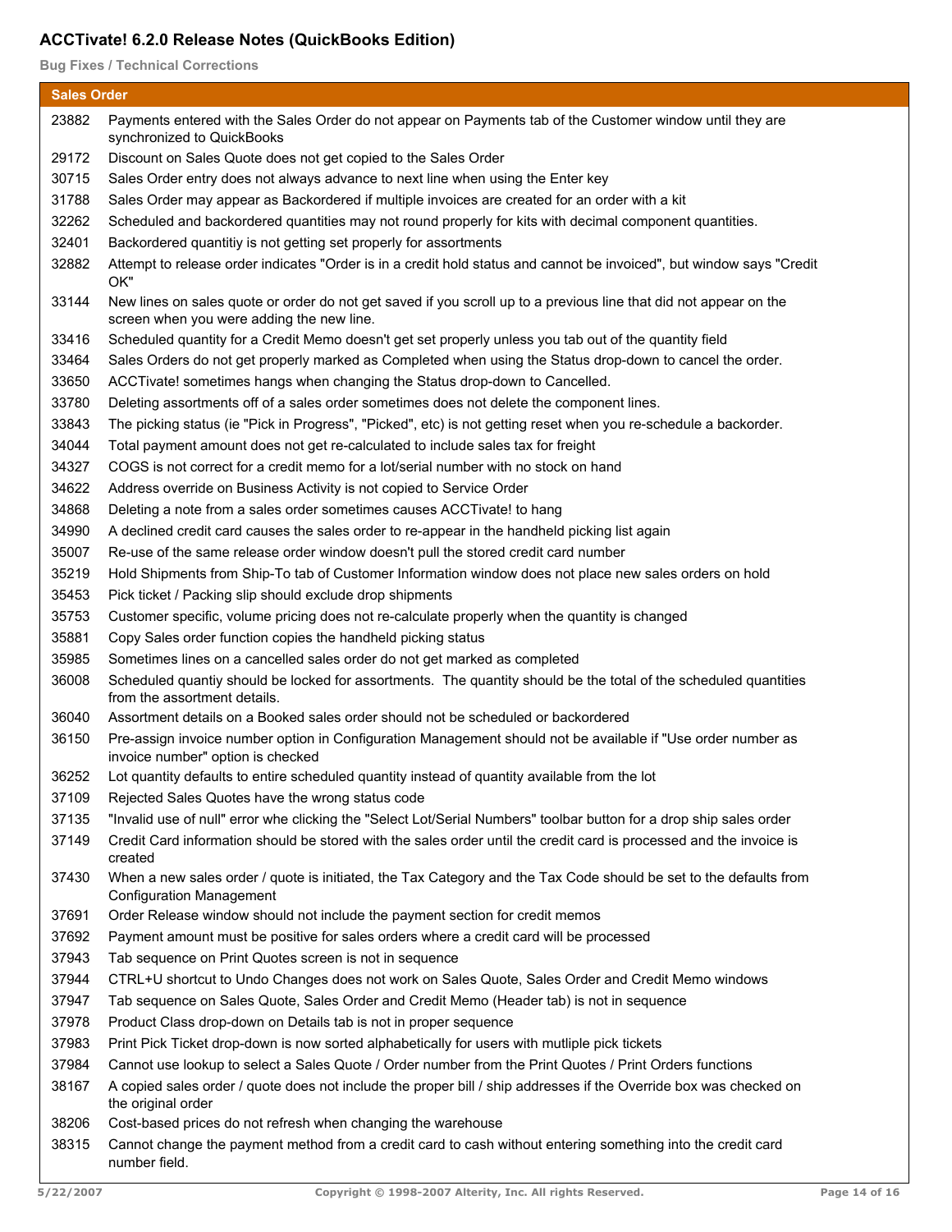## ACCTivate! 6.2.0 Release Notes (QuickBooks Edition)

### Bug Fixes / Technical Corrections

| Sales Order | |
|---|---|
| 23882 | Payments entered with the Sales Order do not appear on Payments tab of the Customer window until they are synchronized to QuickBooks |
| 29172 | Discount on Sales Quote does not get copied to the Sales Order |
| 30715 | Sales Order entry does not always advance to next line when using the Enter key |
| 31788 | Sales Order may appear as Backordered if multiple invoices are created for an order with a kit |
| 32262 | Scheduled and backordered quantities may not round properly for kits with decimal component quantities. |
| 32401 | Backordered quantitiy is not getting set properly for assortments |
| 32882 | Attempt to release order indicates "Order is in a credit hold status and cannot be invoiced", but window says "Credit OK" |
| 33144 | New lines on sales quote or order do not get saved if you scroll up to a previous line that did not appear on the screen when you were adding the new line. |
| 33416 | Scheduled quantity for a Credit Memo doesn't get set properly unless you tab out of the quantity field |
| 33464 | Sales Orders do not get properly marked as Completed when using the Status drop-down to cancel the order. |
| 33650 | ACCTivate! sometimes hangs when changing the Status drop-down to Cancelled. |
| 33780 | Deleting assortments off of a sales order sometimes does not delete the component lines. |
| 33843 | The picking status (ie "Pick in Progress", "Picked", etc) is not getting reset when you re-schedule a backorder. |
| 34044 | Total payment amount does not get re-calculated to include sales tax for freight |
| 34327 | COGS is not correct for a credit memo for a lot/serial number with no stock on hand |
| 34622 | Address override on Business Activity is not copied to Service Order |
| 34868 | Deleting a note from a sales order sometimes causes ACCTivate! to hang |
| 34990 | A declined credit card causes the sales order to re-appear in the handheld picking list again |
| 35007 | Re-use of the same release order window doesn't pull the stored credit card number |
| 35219 | Hold Shipments from Ship-To tab of Customer Information window does not place new sales orders on hold |
| 35453 | Pick ticket / Packing slip should exclude drop shipments |
| 35753 | Customer specific, volume pricing does not re-calculate properly when the quantity is changed |
| 35881 | Copy Sales order function copies the handheld picking status |
| 35985 | Sometimes lines on a cancelled sales order do not get marked as completed |
| 36008 | Scheduled quantiy should be locked for assortments. The quantity should be the total of the scheduled quantities from the assortment details. |
| 36040 | Assortment details on a Booked sales order should not be scheduled or backordered |
| 36150 | Pre-assign invoice number option in Configuration Management should not be available if "Use order number as invoice number" option is checked |
| 36252 | Lot quantity defaults to entire scheduled quantity instead of quantity available from the lot |
| 37109 | Rejected Sales Quotes have the wrong status code |
| 37135 | "Invalid use of null" error whe clicking the "Select Lot/Serial Numbers" toolbar button for a drop ship sales order |
| 37149 | Credit Card information should be stored with the sales order until the credit card is processed and the invoice is created |
| 37430 | When a new sales order / quote is initiated, the Tax Category and the Tax Code should be set to the defaults from Configuration Management |
| 37691 | Order Release window should not include the payment section for credit memos |
| 37692 | Payment amount must be positive for sales orders where a credit card will be processed |
| 37943 | Tab sequence on Print Quotes screen is not in sequence |
| 37944 | CTRL+U shortcut to Undo Changes does not work on Sales Quote, Sales Order and Credit Memo windows |
| 37947 | Tab sequence on Sales Quote, Sales Order and Credit Memo (Header tab) is not in sequence |
| 37978 | Product Class drop-down on Details tab is not in proper sequence |
| 37983 | Print Pick Ticket drop-down is now sorted alphabetically for users with mutliple pick tickets |
| 37984 | Cannot use lookup to select a Sales Quote / Order number from the Print Quotes / Print Orders functions |
| 38167 | A copied sales order / quote does not include the proper bill / ship addresses if the Override box was checked on the original order |
| 38206 | Cost-based prices do not refresh when changing the warehouse |
| 38315 | Cannot change the payment method from a credit card to cash without entering something into the credit card number field. |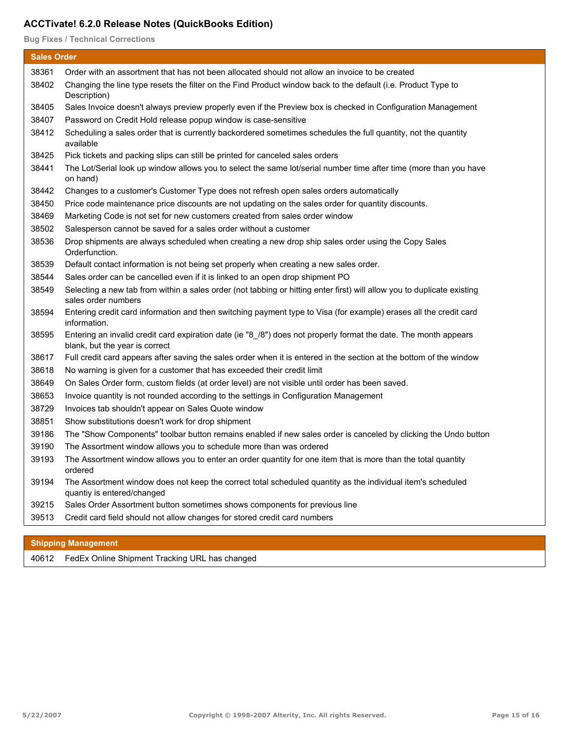# ACCTivate! 6.2.0 Release Notes (QuickBooks Edition)

**Bug Fixes / Technical Corrections**

## Sales Order

| | |
|---|---|
| 38361 | Order with an assortment that has not been allocated should not allow an invoice to be created |
| 38402 | Changing the line type resets the filter on the Find Product window back to the default (i.e. Product Type to Description) |
| 38405 | Sales Invoice doesn't always preview properly even if the Preview box is checked in Configuration Management |
| 38407 | Password on Credit Hold release popup window is case-sensitive |
| 38412 | Scheduling a sales order that is currently backordered sometimes schedules the full quantity, not the quantity available |
| 38425 | Pick tickets and packing slips can still be printed for canceled sales orders |
| 38441 | The Lot/Serial look up window allows you to select the same lot/serial number time after time (more than you have on hand) |
| 38442 | Changes to a customer's Customer Type does not refresh open sales orders automatically |
| 38450 | Price code maintenance price discounts are not updating on the sales order for quantity discounts. |
| 38469 | Marketing Code is not set for new customers created from sales order window |
| 38502 | Salesperson cannot be saved for a sales order without a customer |
| 38536 | Drop shipments are always scheduled when creating a new drop ship sales order using the Copy Sales Orderfunction. |
| 38539 | Default contact information is not being set properly when creating a new sales order. |
| 38544 | Sales order can be cancelled even if it is linked to an open drop shipment PO |
| 38549 | Selecting a new tab from within a sales order (not tabbing or hitting enter first) will allow you to duplicate existing sales order numbers |
| 38594 | Entering credit card information and then switching payment type to Visa (for example) erases all the credit card information. |
| 38595 | Entering an invalid credit card expiration date (ie "8_/8") does not properly format the date. The month appears blank, but the year is correct |
| 38617 | Full credit card appears after saving the sales order when it is entered in the section at the bottom of the window |
| 38618 | No warning is given for a customer that has exceeded their credit limit |
| 38649 | On Sales Order form, custom fields (at order level) are not visible until order has been saved. |
| 38653 | Invoice quantity is not rounded according to the settings in Configuration Management |
| 38729 | Invoices tab shouldn't appear on Sales Quote window |
| 38851 | Show substitutions doesn't work for drop shipment |
| 39186 | The "Show Components" toolbar button remains enabled if new sales order is canceled by clicking the Undo button |
| 39190 | The Assortment window allows you to schedule more than was ordered |
| 39193 | The Assortment window allows you to enter an order quantity for one item that is more than the total quantity ordered |
| 39194 | The Assortment window does not keep the correct total scheduled quantity as the individual item's scheduled quantiy is entered/changed |
| 39215 | Sales Order Assortment button sometimes shows components for previous line |
| 39513 | Credit card field should not allow changes for stored credit card numbers |

## Shipping Management

| | |
|---|---|
| 40612 | FedEx Online Shipment Tracking URL has changed |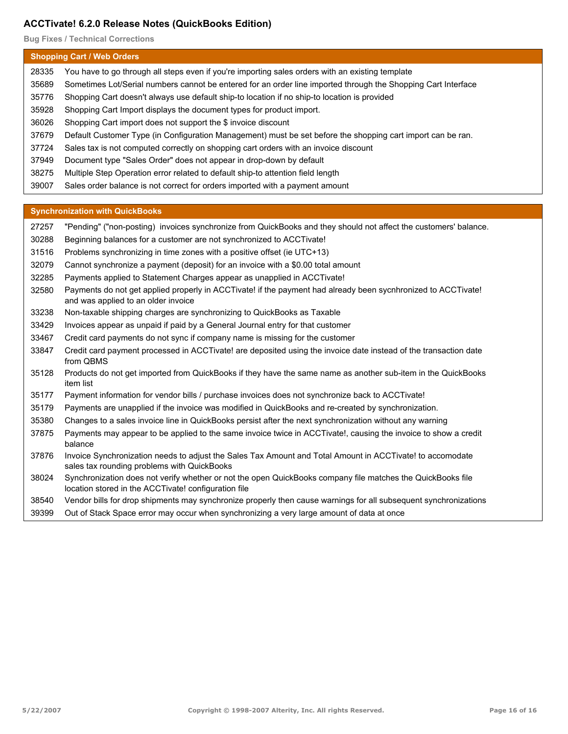# ACCTivate! 6.2.0 Release Notes (QuickBooks Edition)

**Bug Fixes / Technical Corrections**

| Shopping Cart / Web Orders | |
|---|---|
| 28335 | You have to go through all steps even if you're importing sales orders with an existing template |
| 35689 | Sometimes Lot/Serial numbers cannot be entered for an order line imported through the Shopping Cart Interface |
| 35776 | Shopping Cart doesn't always use default ship-to location if no ship-to location is provided |
| 35928 | Shopping Cart Import displays the document types for product import. |
| 36026 | Shopping Cart import does not support the $ invoice discount |
| 37679 | Default Customer Type (in Configuration Management) must be set before the shopping cart import can be ran. |
| 37724 | Sales tax is not computed correctly on shopping cart orders with an invoice discount |
| 37949 | Document type "Sales Order" does not appear in drop-down by default |
| 38275 | Multiple Step Operation error related to default ship-to attention field length |
| 39007 | Sales order balance is not correct for orders imported with a payment amount |

| Synchronization with QuickBooks | |
|---|---|
| 27257 | "Pending" ("non-posting) invoices synchronize from QuickBooks and they should not affect the customers' balance. |
| 30288 | Beginning balances for a customer are not synchronized to ACCTivate! |
| 31516 | Problems synchronizing in time zones with a positive offset (ie UTC+13) |
| 32079 | Cannot synchronize a payment (deposit) for an invoice with a $0.00 total amount |
| 32285 | Payments applied to Statement Charges appear as unapplied in ACCTivate! |
| 32580 | Payments do not get applied properly in ACCTivate! if the payment had already been sycnhronized to ACCTivate! and was applied to an older invoice |
| 33238 | Non-taxable shipping charges are synchronizing to QuickBooks as Taxable |
| 33429 | Invoices appear as unpaid if paid by a General Journal entry for that customer |
| 33467 | Credit card payments do not sync if company name is missing for the customer |
| 33847 | Credit card payment processed in ACCTivate! are deposited using the invoice date instead of the transaction date from QBMS |
| 35128 | Products do not get imported from QuickBooks if they have the same name as another sub-item in the QuickBooks item list |
| 35177 | Payment information for vendor bills / purchase invoices does not synchronize back to ACCTivate! |
| 35179 | Payments are unapplied if the invoice was modified in QuickBooks and re-created by synchronization. |
| 35380 | Changes to a sales invoice line in QuickBooks persist after the next synchronization without any warning |
| 37875 | Payments may appear to be applied to the same invoice twice in ACCTivate!, causing the invoice to show a credit balance |
| 37876 | Invoice Synchronization needs to adjust the Sales Tax Amount and Total Amount in ACCTivate! to accomodate sales tax rounding problems with QuickBooks |
| 38024 | Synchronization does not verify whether or not the open QuickBooks company file matches the QuickBooks file location stored in the ACCTivate! configuration file |
| 38540 | Vendor bills for drop shipments may synchronize properly then cause warnings for all subsequent synchronizations |
| 39399 | Out of Stack Space error may occur when synchronizing a very large amount of data at once |